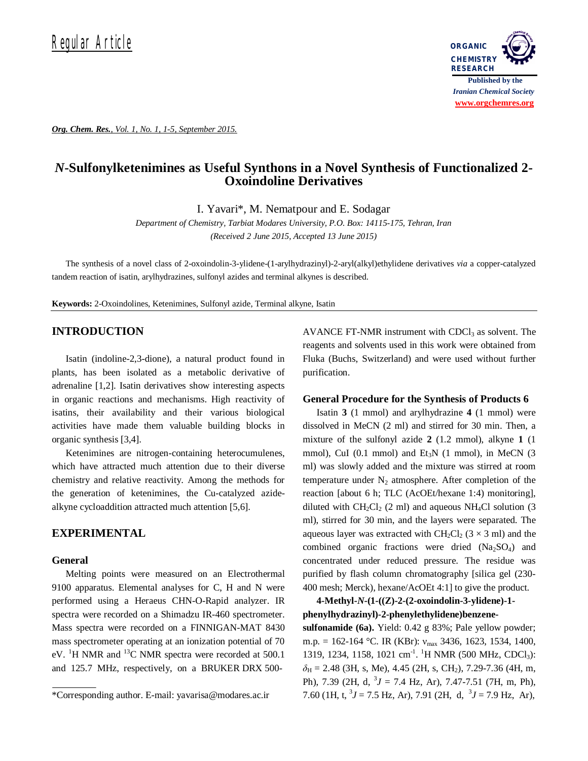Regular Article

# *N*-Sulfonylketenimines as Useful Synthons in a Novel Synthesis of Functionalized 2-Oxoindoline Derivatives

I. Yavari*, M. Nematpour and E. Sodagar

*Department of Chemistry, Tarbiat Modares University, P.O. Box: 14115-175, Tehran, Iran*
*(Received 2 June 2015, Accepted 13 June 2015)*

The synthesis of a novel class of 2-oxoindolin-3-ylidene-(1-arylhydrazinyl)-2-aryl(alkyl)ethylidene derivatives *via* a copper-catalyzed tandem reaction of isatin, arylhydrazines, sulfonyl azides and terminal alkynes is described.

**Keywords:** 2-Oxoindolines, Ketenimines, Sulfonyl azide, Terminal alkyne, Isatin

## INTRODUCTION

Isatin (indoline-2,3-dione), a natural product found in plants, has been isolated as a metabolic derivative of adrenaline [1,2]. Isatin derivatives show interesting aspects in organic reactions and mechanisms. High reactivity of isatins, their availability and their various biological activities have made them valuable building blocks in organic synthesis [3,4].

Ketenimines are nitrogen-containing heterocumulenes, which have attracted much attention due to their diverse chemistry and relative reactivity. Among the methods for the generation of ketenimines, the Cu-catalyzed azide-alkyne cycloaddition attracted much attention [5,6].

## EXPERIMENTAL

### General

Melting points were measured on an Electrothermal 9100 apparatus. Elemental analyses for C, H and N were performed using a Heraeus CHN-O-Rapid analyzer. IR spectra were recorded on a Shimadzu IR-460 spectrometer. Mass spectra were recorded on a FINNIGAN-MAT 8430 mass spectrometer operating at an ionization potential of 70 eV. $^1$H NMR and $^{13}$C NMR spectra were recorded at 500.1 and 125.7 MHz, respectively, on a BRUKER DRX 500-AVANCE FT-NMR instrument with $CDCl_3$ as solvent. The reagents and solvents used in this work were obtained from Fluka (Buchs, Switzerland) and were used without further purification.

### General Procedure for the Synthesis of Products 6

Isatin **3** (1 mmol) and arylhydrazine **4** (1 mmol) were dissolved in MeCN (2 ml) and stirred for 30 min. Then, a mixture of the sulfonyl azide **2** (1.2 mmol), alkyne **1** (1 mmol), CuI (0.1 mmol) and $Et_3N$ (1 mmol), in MeCN (3 ml) was slowly added and the mixture was stirred at room temperature under $N_2$ atmosphere. After completion of the reaction [about 6 h; TLC (AcOEt/hexane 1:4) monitoring], diluted with $CH_2Cl_2$ (2 ml) and aqueous $NH_4Cl$ solution (3 ml), stirred for 30 min, and the layers were separated. The aqueous layer was extracted with $CH_2Cl_2$ ($3 \times 3$ ml) and the combined organic fractions were dried ($Na_2SO_4$) and concentrated under reduced pressure. The residue was purified by flash column chromatography [silica gel (230-400 mesh; Merck), hexane/AcOEt 4:1] to give the product.

**4-Methyl-*N*-(1-((Z)-2-(2-oxoindolin-3-ylidene)-1-phenylhydrazinyl)-2-phenylethylidene)benzene-sulfonamide (6a).** Yield: 0.42 g 83%; Pale yellow powder; m.p. = 162-164 °C. IR (KBr): $\nu_{max}$ 3436, 1623, 1534, 1400, 1319, 1234, 1158, 1021 cm$^{-1}$. $^1$H NMR (500 MHz, $CDCl_3$): $\delta_H$ = 2.48 (3H, s, Me), 4.45 (2H, s, $CH_2$), 7.29-7.36 (4H, m, Ph), 7.39 (2H, d, $^3J$ = 7.4 Hz, Ar), 7.47-7.51 (7H, m, Ph), 7.60 (1H, t, $^3J$ = 7.5 Hz, Ar), 7.91 (2H, d, $^3J$ = 7.9 Hz, Ar),

---

*Corresponding author. E-mail: yavarisa@modares.ac.ir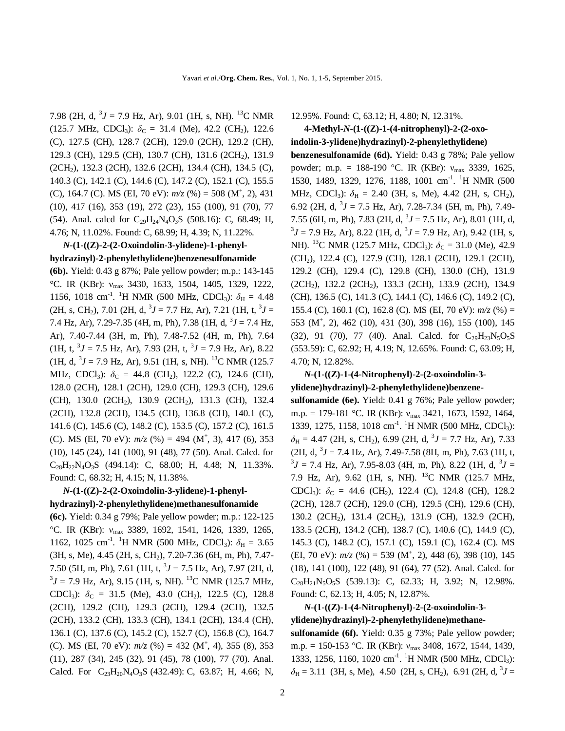7.98 (2H, d, $^3J$ = 7.9 Hz, Ar), 9.01 (1H, s, NH). $^{13}$C NMR (125.7 MHz, $CDCl_3$): $\delta_C$ = 31.4 (Me), 42.2 ($CH_2$), 122.6 (C), 127.5 (CH), 128.7 (2CH), 129.0 (2CH), 129.2 (CH), 129.3 (CH), 129.5 (CH), 130.7 (CH), 131.6 (2$CH_2$), 131.9 (2$CH_2$), 132.3 (2CH), 132.6 (2CH), 134.4 (CH), 134.5 (C), 140.3 (C), 142.1 (C), 144.6 (C), 147.2 (C), 152.1 (C), 155.5 (C), 164.7 (C). MS (EI, 70 eV): *m/z* (%) = 508 ($M^+$, 2), 431 (10), 417 (16), 353 (19), 272 (23), 155 (100), 91 (70), 77 (54). Anal. calcd for $C_{29}H_{24}N_4O_3S$ (508.16): C, 68.49; H, 4.76; N, 11.02%. Found: C, 68.99; H, 4.39; N, 11.22%.

***N*-(1-((Z)-2-(2-Oxoindolin-3-ylidene)-1-phenylhydrazinyl)-2-phenylethylidene)benzenesulfonamide (6b).** Yield: 0.43 g 87%; Pale yellow powder; m.p.: 143-145 °C. IR (KBr): $\nu_{max}$ 3430, 1633, 1504, 1405, 1329, 1222, 1156, 1018 cm$^{-1}$. $^1$H NMR (500 MHz, $CDCl_3$): $\delta_H$ = 4.48 (2H, s, $CH_2$), 7.01 (2H, d, $^3J$ = 7.7 Hz, Ar), 7.21 (1H, t, $^3J$ = 7.4 Hz, Ar), 7.29-7.35 (4H, m, Ph), 7.38 (1H, d, $^3J$ = 7.4 Hz, Ar), 7.40-7.44 (3H, m, Ph), 7.48-7.52 (4H, m, Ph), 7.64 (1H, t, $^3J$ = 7.5 Hz, Ar), 7.93 (2H, t, $^3J$ = 7.9 Hz, Ar), 8.22 (1H, d, $^3J$ = 7.9 Hz, Ar), 9.51 (1H, s, NH). $^{13}$C NMR (125.7 MHz, $CDCl_3$): $\delta_C$ = 44.8 ($CH_2$), 122.2 (C), 124.6 (CH), 128.0 (2CH), 128.1 (2CH), 129.0 (CH), 129.3 (CH), 129.6 (CH), 130.0 (2$CH_2$), 130.9 (2$CH_2$), 131.3 (CH), 132.4 (2CH), 132.8 (2CH), 134.5 (CH), 136.8 (CH), 140.1 (C), 141.6 (C), 145.6 (C), 148.2 (C), 153.5 (C), 157.2 (C), 161.5 (C). MS (EI, 70 eV): *m/z* (%) = 494 ($M^+$, 3), 417 (6), 353 (10), 145 (24), 141 (100), 91 (48), 77 (50). Anal. Calcd. for $C_{28}H_{22}N_4O_3S$ (494.14): C, 68.00; H, 4.48; N, 11.33%. Found: C, 68.32; H, 4.15; N, 11.38%.

***N*-(1-((Z)-2-(2-Oxoindolin-3-ylidene)-1-phenylhydrazinyl)-2-phenylethylidene)methanesulfonamide (6c).** Yield: 0.34 g 79%; Pale yellow powder; m.p.: 122-125 °C. IR (KBr): $\nu_{max}$ 3389, 1692, 1541, 1426, 1339, 1265, 1162, 1025 cm$^{-1}$. $^1$H NMR (500 MHz, $CDCl_3$): $\delta_H$ = 3.65 (3H, s, Me), 4.45 (2H, s, $CH_2$), 7.20-7.36 (6H, m, Ph), 7.47-7.50 (5H, m, Ph), 7.61 (1H, t, $^3J$ = 7.5 Hz, Ar), 7.97 (2H, d, $^3J$ = 7.9 Hz, Ar), 9.15 (1H, s, NH). $^{13}$C NMR (125.7 MHz, $CDCl_3$): $\delta_C$ = 31.5 (Me), 43.0 ($CH_2$), 122.5 (C), 128.8 (2CH), 129.2 (CH), 129.3 (2CH), 129.4 (2CH), 132.5 (2CH), 133.2 (CH), 133.3 (CH), 134.1 (2CH), 134.4 (CH), 136.1 (C), 137.6 (C), 145.2 (C), 152.7 (C), 156.8 (C), 164.7 (C). MS (EI, 70 eV): *m/z* (%) = 432 ($M^+$, 4), 355 (8), 353 (11), 287 (34), 245 (32), 91 (45), 78 (100), 77 (70). Anal. Calcd. For $C_{23}H_{20}N_4O_3S$ (432.49): C, 63.87; H, 4.66; N, 12.95%. Found: C, 63.12; H, 4.80; N, 12.31%.

**4-Methyl-*N*-(1-((Z)-1-(4-nitrophenyl)-2-(2-oxo-indolin-3-ylidene)hydrazinyl)-2-phenylethylidene) benzenesulfonamide (6d).** Yield: 0.43 g 78%; Pale yellow powder; m.p. = 188-190 °C. IR (KBr): $\nu_{max}$ 3339, 1625, 1530, 1489, 1329, 1276, 1188, 1001 cm$^{-1}$. $^1$H NMR (500 MHz, $CDCl_3$): $\delta_H$ = 2.40 (3H, s, Me), 4.42 (2H, s, $CH_2$), 6.92 (2H, d, $^3J$ = 7.5 Hz, Ar), 7.28-7.34 (5H, m, Ph), 7.49-7.55 (6H, m, Ph), 7.83 (2H, d, $^3J$ = 7.5 Hz, Ar), 8.01 (1H, d, $^3J$ = 7.9 Hz, Ar), 8.22 (1H, d, $^3J$ = 7.9 Hz, Ar), 9.42 (1H, s, NH). $^{13}$C NMR (125.7 MHz, $CDCl_3$): $\delta_C$ = 31.0 (Me), 42.9 ($CH_2$), 122.4 (C), 127.9 (CH), 128.1 (2CH), 129.1 (2CH), 129.2 (CH), 129.4 (C), 129.8 (CH), 130.0 (CH), 131.9 (2$CH_2$), 132.2 (2$CH_2$), 133.3 (2CH), 133.9 (2CH), 134.9 (CH), 136.5 (C), 141.3 (C), 144.1 (C), 146.6 (C), 149.2 (C), 155.4 (C), 160.1 (C), 162.8 (C). MS (EI, 70 eV): *m/z* (%) = 553 ($M^+$, 2), 462 (10), 431 (30), 398 (16), 155 (100), 145 (32), 91 (70), 77 (40). Anal. Calcd. for $C_{29}H_{23}N_5O_5S$ (553.59): C, 62.92; H, 4.19; N, 12.65%. Found: C, 63.09; H, 4.70; N, 12.82%.

***N*-(1-((Z)-1-(4-Nitrophenyl)-2-(2-oxoindolin-3-ylidene)hydrazinyl)-2-phenylethylidene)benzenesulfonamide (6e).** Yield: 0.41 g 76%; Pale yellow powder; m.p. = 179-181 °C. IR (KBr): $\nu_{max}$ 3421, 1673, 1592, 1464, 1339, 1275, 1158, 1018 cm$^{-1}$. $^1$H NMR (500 MHz, $CDCl_3$): $\delta_H$ = 4.47 (2H, s, $CH_2$), 6.99 (2H, d, $^3J$ = 7.7 Hz, Ar), 7.33 (2H, d, $^3J$ = 7.4 Hz, Ar), 7.49-7.58 (8H, m, Ph), 7.63 (1H, t, $^3J$ = 7.4 Hz, Ar), 7.95-8.03 (4H, m, Ph), 8.22 (1H, d, $^3J$ = 7.9 Hz, Ar), 9.62 (1H, s, NH). $^{13}$C NMR (125.7 MHz, $CDCl_3$): $\delta_C$ = 44.6 ($CH_2$), 122.4 (C), 124.8 (CH), 128.2 (2CH), 128.7 (2CH), 129.0 (CH), 129.5 (CH), 129.6 (CH), 130.2 (2$CH_2$), 131.4 (2$CH_2$), 131.9 (CH), 132.9 (2CH), 133.5 (2CH), 134.2 (CH), 138.7 (C), 140.6 (C), 144.9 (C), 145.3 (C), 148.2 (C), 157.1 (C), 159.1 (C), 162.4 (C). MS (EI, 70 eV): *m/z* (%) = 539 ($M^+$, 2), 448 (6), 398 (10), 145 (18), 141 (100), 122 (48), 91 (64), 77 (52). Anal. Calcd. for $C_{28}H_{21}N_5O_5S$ (539.13): C, 62.33; H, 3.92; N, 12.98%. Found: C, 62.13; H, 4.05; N, 12.87%.

***N*-(1-((Z)-1-(4-Nitrophenyl)-2-(2-oxoindolin-3-ylidene)hydrazinyl)-2-phenylethylidene)methanesulfonamide (6f).** Yield: 0.35 g 73%; Pale yellow powder; m.p. = 150-153 °C. IR (KBr): $\nu_{max}$ 3408, 1672, 1544, 1439, 1333, 1256, 1160, 1020 cm$^{-1}$. $^1$H NMR (500 MHz, $CDCl_3$): $\delta_H$ = 3.11 (3H, s, Me), 4.50 (2H, s, $CH_2$), 6.91 (2H, d, $^3J$ =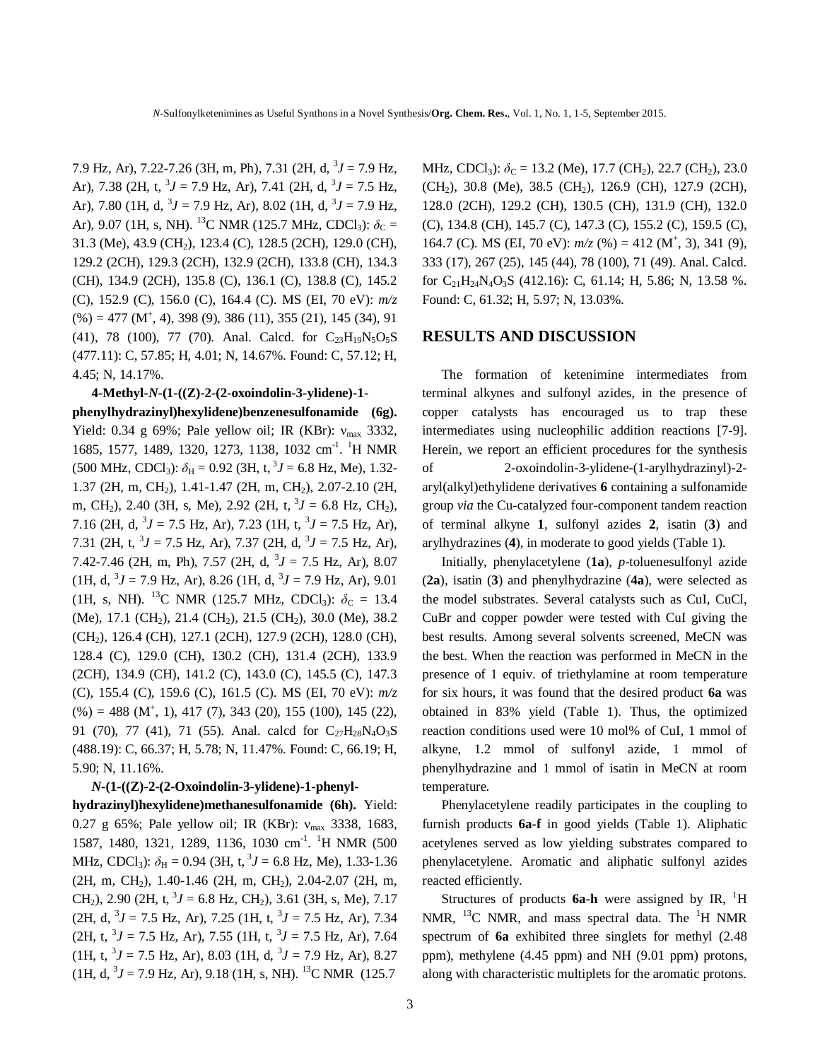7.9 Hz, Ar), 7.22-7.26 (3H, m, Ph), 7.31 (2H, d, $^3J$ = 7.9 Hz, Ar), 7.38 (2H, t, $^3J$ = 7.9 Hz, Ar), 7.41 (2H, d, $^3J$ = 7.5 Hz, Ar), 7.80 (1H, d, $^3J$ = 7.9 Hz, Ar), 8.02 (1H, d, $^3J$ = 7.9 Hz, Ar), 9.07 (1H, s, NH). $^{13}$C NMR (125.7 MHz, CDCl$_3$): $\delta_C$ = 31.3 (Me), 43.9 (CH$_2$), 123.4 (C), 128.5 (2CH), 129.0 (CH), 129.2 (2CH), 129.3 (2CH), 132.9 (2CH), 133.8 (CH), 134.3 (CH), 134.9 (2CH), 135.8 (C), 136.1 (C), 138.8 (C), 145.2 (C), 152.9 (C), 156.0 (C), 164.4 (C). MS (EI, 70 eV): *m/z* (%) = 477 (M$^+$, 4), 398 (9), 386 (11), 355 (21), 145 (34), 91 (41), 78 (100), 77 (70). Anal. Calcd. for $C_{23}H_{19}N_5O_5S$ (477.11): C, 57.85; H, 4.01; N, 14.67%. Found: C, 57.12; H, 4.45; N, 14.17%.

**4-Methyl-*N*-(1-((Z)-2-(2-oxoindolin-3-ylidene)-1-phenylhydrazinyl)hexylidene)benzenesulfonamide (6g).** Yield: 0.34 g 69%; Pale yellow oil; IR (KBr): $\nu_{max}$ 3332, 1685, 1577, 1489, 1320, 1273, 1138, 1032 cm$^{-1}$. $^1$H NMR (500 MHz, CDCl$_3$): $\delta_H$ = 0.92 (3H, t, $^3J$ = 6.8 Hz, Me), 1.32-1.37 (2H, m, CH$_2$), 1.41-1.47 (2H, m, CH$_2$), 2.07-2.10 (2H, m, CH$_2$), 2.40 (3H, s, Me), 2.92 (2H, t, $^3J$ = 6.8 Hz, CH$_2$), 7.16 (2H, d, $^3J$ = 7.5 Hz, Ar), 7.23 (1H, t, $^3J$ = 7.5 Hz, Ar), 7.31 (2H, t, $^3J$ = 7.5 Hz, Ar), 7.37 (2H, d, $^3J$ = 7.5 Hz, Ar), 7.42-7.46 (2H, m, Ph), 7.57 (2H, d, $^3J$ = 7.5 Hz, Ar), 8.07 (1H, d, $^3J$ = 7.9 Hz, Ar), 8.26 (1H, d, $^3J$ = 7.9 Hz, Ar), 9.01 (1H, s, NH). $^{13}$C NMR (125.7 MHz, CDCl$_3$): $\delta_C$ = 13.4 (Me), 17.1 (CH$_2$), 21.4 (CH$_2$), 21.5 (CH$_2$), 30.0 (Me), 38.2 (CH$_2$), 126.4 (CH), 127.1 (2CH), 127.9 (2CH), 128.0 (CH), 128.4 (C), 129.0 (CH), 130.2 (CH), 131.4 (2CH), 133.9 (2CH), 134.9 (CH), 141.2 (C), 143.0 (C), 145.5 (C), 147.3 (C), 155.4 (C), 159.6 (C), 161.5 (C). MS (EI, 70 eV): *m/z* (%) = 488 (M$^+$, 1), 417 (7), 343 (20), 155 (100), 145 (22), 91 (70), 77 (41), 71 (55). Anal. calcd for $C_{27}H_{28}N_4O_3S$ (488.19): C, 66.37; H, 5.78; N, 11.47%. Found: C, 66.19; H, 5.90; N, 11.16%.

***N*-(1-((Z)-2-(2-Oxoindolin-3-ylidene)-1-phenylhydrazinyl)hexylidene)methanesulfonamide (6h).** Yield: 0.27 g 65%; Pale yellow oil; IR (KBr): $\nu_{max}$ 3338, 1683, 1587, 1480, 1321, 1289, 1136, 1030 cm$^{-1}$. $^1$H NMR (500 MHz, CDCl$_3$): $\delta_H$ = 0.94 (3H, t, $^3J$ = 6.8 Hz, Me), 1.33-1.36 (2H, m, CH$_2$), 1.40-1.46 (2H, m, CH$_2$), 2.04-2.07 (2H, m, CH$_2$), 2.90 (2H, t, $^3J$ = 6.8 Hz, CH$_2$), 3.61 (3H, s, Me), 7.17 (2H, d, $^3J$ = 7.5 Hz, Ar), 7.25 (1H, t, $^3J$ = 7.5 Hz, Ar), 7.34 (2H, t, $^3J$ = 7.5 Hz, Ar), 7.55 (1H, t, $^3J$ = 7.5 Hz, Ar), 7.64 (1H, t, $^3J$ = 7.5 Hz, Ar), 8.03 (1H, d, $^3J$ = 7.9 Hz, Ar), 8.27 (1H, d, $^3J$ = 7.9 Hz, Ar), 9.18 (1H, s, NH). $^{13}$C NMR (125.7 MHz, CDCl$_3$): $\delta_C$ = 13.2 (Me), 17.7 (CH$_2$), 22.7 (CH$_2$), 23.0 (CH$_2$), 30.8 (Me), 38.5 (CH$_2$), 126.9 (CH), 127.9 (2CH), 128.0 (2CH), 129.2 (CH), 130.5 (CH), 131.9 (CH), 132.0 (C), 134.8 (CH), 145.7 (C), 147.3 (C), 155.2 (C), 159.5 (C), 164.7 (C). MS (EI, 70 eV): *m/z* (%) = 412 (M$^+$, 3), 341 (9), 333 (17), 267 (25), 145 (44), 78 (100), 71 (49). Anal. Calcd. for $C_{21}H_{24}N_4O_3S$ (412.16): C, 61.14; H, 5.86; N, 13.58 %. Found: C, 61.32; H, 5.97; N, 13.03%.

## RESULTS AND DISCUSSION

The formation of ketenimine intermediates from terminal alkynes and sulfonyl azides, in the presence of copper catalysts has encouraged us to trap these intermediates using nucleophilic addition reactions [7-9]. Herein, we report an efficient procedures for the synthesis of 2-oxoindolin-3-ylidene-(1-arylhydrazinyl)-2-aryl(alkyl)ethylidene derivatives **6** containing a sulfonamide group *via* the Cu-catalyzed four-component tandem reaction of terminal alkyne **1**, sulfonyl azides **2**, isatin (**3**) and arylhydrazines (**4**), in moderate to good yields (Table 1).

Initially, phenylacetylene (**1a**), *p*-toluenesulfonyl azide (**2a**), isatin (**3**) and phenylhydrazine (**4a**), were selected as the model substrates. Several catalysts such as CuI, CuCl, CuBr and copper powder were tested with CuI giving the best results. Among several solvents screened, MeCN was the best. When the reaction was performed in MeCN in the presence of 1 equiv. of triethylamine at room temperature for six hours, it was found that the desired product **6a** was obtained in 83% yield (Table 1). Thus, the optimized reaction conditions used were 10 mol% of CuI, 1 mmol of alkyne, 1.2 mmol of sulfonyl azide, 1 mmol of phenylhydrazine and 1 mmol of isatin in MeCN at room temperature.

Phenylacetylene readily participates in the coupling to furnish products **6a-f** in good yields (Table 1). Aliphatic acetylenes served as low yielding substrates compared to phenylacetylene. Aromatic and aliphatic sulfonyl azides reacted efficiently.

Structures of products **6a-h** were assigned by IR, $^1$H NMR, $^{13}$C NMR, and mass spectral data. The $^1$H NMR spectrum of **6a** exhibited three singlets for methyl (2.48 ppm), methylene (4.45 ppm) and NH (9.01 ppm) protons, along with characteristic multiplets for the aromatic protons.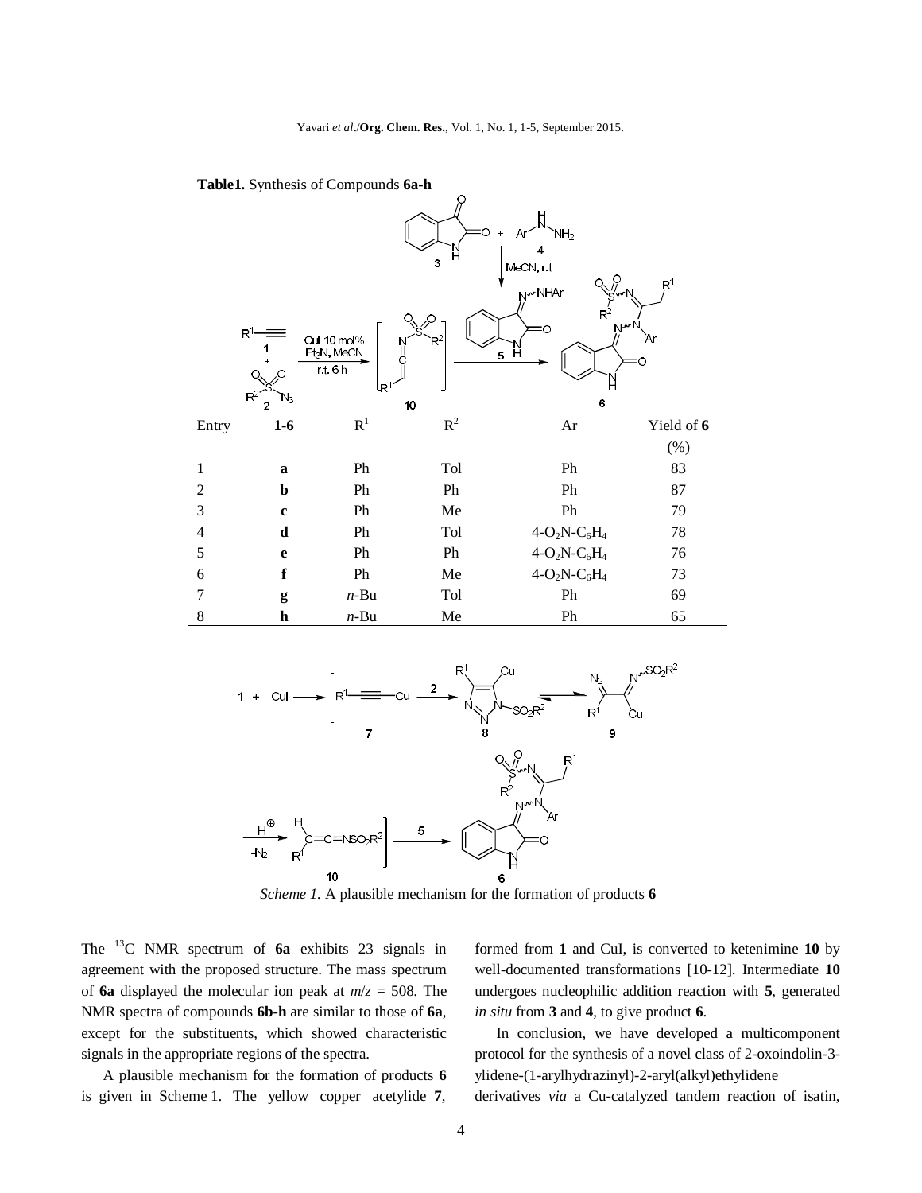**Table1.** Synthesis of Compounds **6a-h**

| Entry | 1-6 | $R^1$ | $R^2$ | Ar | Yield of **6** (%) |
|---|---|---|---|---|---|
| 1 | **a** | Ph | Tol | Ph | 83 |
| 2 | **b** | Ph | Ph | Ph | 87 |
| 3 | **c** | Ph | Me | Ph | 79 |
| 4 | **d** | Ph | Tol | $4\text{-}O_2N\text{-}C_6H_4$ | 78 |
| 5 | **e** | Ph | Ph | $4\text{-}O_2N\text{-}C_6H_4$ | 76 |
| 6 | **f** | Ph | Me | $4\text{-}O_2N\text{-}C_6H_4$ | 73 |
| 7 | **g** | *n*-Bu | Tol | Ph | 69 |
| 8 | **h** | *n*-Bu | Me | Ph | 65 |

*Scheme 1.* A plausible mechanism for the formation of products **6**

The $^{13}C$ NMR spectrum of **6a** exhibits 23 signals in agreement with the proposed structure. The mass spectrum of **6a** displayed the molecular ion peak at $m/z$ = 508. The NMR spectra of compounds **6b-h** are similar to those of **6a**, except for the substituents, which showed characteristic signals in the appropriate regions of the spectra.

A plausible mechanism for the formation of products **6** is given in Scheme 1. The yellow copper acetylide **7**, formed from **1** and CuI, is converted to ketenimine **10** by well-documented transformations [10-12]. Intermediate **10** undergoes nucleophilic addition reaction with **5**, generated *in situ* from **3** and **4**, to give product **6**.

In conclusion, we have developed a multicomponent protocol for the synthesis of a novel class of 2-oxoindolin-3-ylidene-(1-arylhydrazinyl)-2-aryl(alkyl)ethylidene derivatives *via* a Cu-catalyzed tandem reaction of isatin,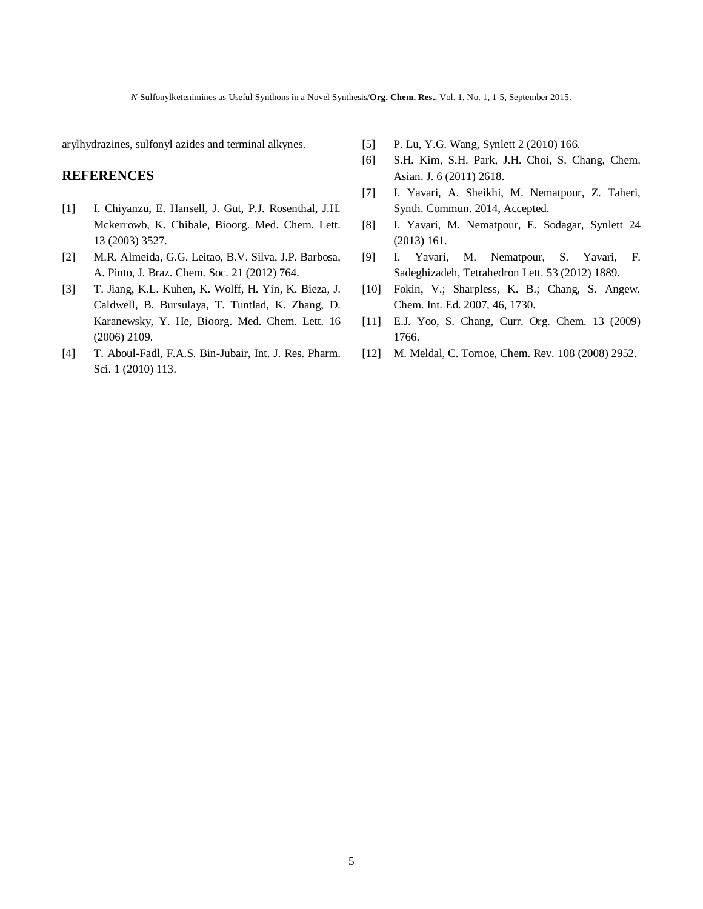arylhydrazines, sulfonyl azides and terminal alkynes.

## REFERENCES

[1] I. Chiyanzu, E. Hansell, J. Gut, P.J. Rosenthal, J.H. Mckerrowb, K. Chibale, Bioorg. Med. Chem. Lett. 13 (2003) 3527.

[2] M.R. Almeida, G.G. Leitao, B.V. Silva, J.P. Barbosa, A. Pinto, J. Braz. Chem. Soc. 21 (2012) 764.

[3] T. Jiang, K.L. Kuhen, K. Wolff, H. Yin, K. Bieza, J. Caldwell, B. Bursulaya, T. Tuntlad, K. Zhang, D. Karanewsky, Y. He, Bioorg. Med. Chem. Lett. 16 (2006) 2109.

[4] T. Aboul-Fadl, F.A.S. Bin-Jubair, Int. J. Res. Pharm. Sci. 1 (2010) 113.

[5] P. Lu, Y.G. Wang, Synlett 2 (2010) 166.

[6] S.H. Kim, S.H. Park, J.H. Choi, S. Chang, Chem. Asian. J. 6 (2011) 2618.

[7] I. Yavari, A. Sheikhi, M. Nematpour, Z. Taheri, Synth. Commun. 2014, Accepted.

[8] I. Yavari, M. Nematpour, E. Sodagar, Synlett 24 (2013) 161.

[9] I. Yavari, M. Nematpour, S. Yavari, F. Sadeghizadeh, Tetrahedron Lett. 53 (2012) 1889.

[10] Fokin, V.; Sharpless, K. B.; Chang, S. Angew. Chem. Int. Ed. 2007, 46, 1730.

[11] E.J. Yoo, S. Chang, Curr. Org. Chem. 13 (2009) 1766.

[12] M. Meldal, C. Tornoe, Chem. Rev. 108 (2008) 2952.